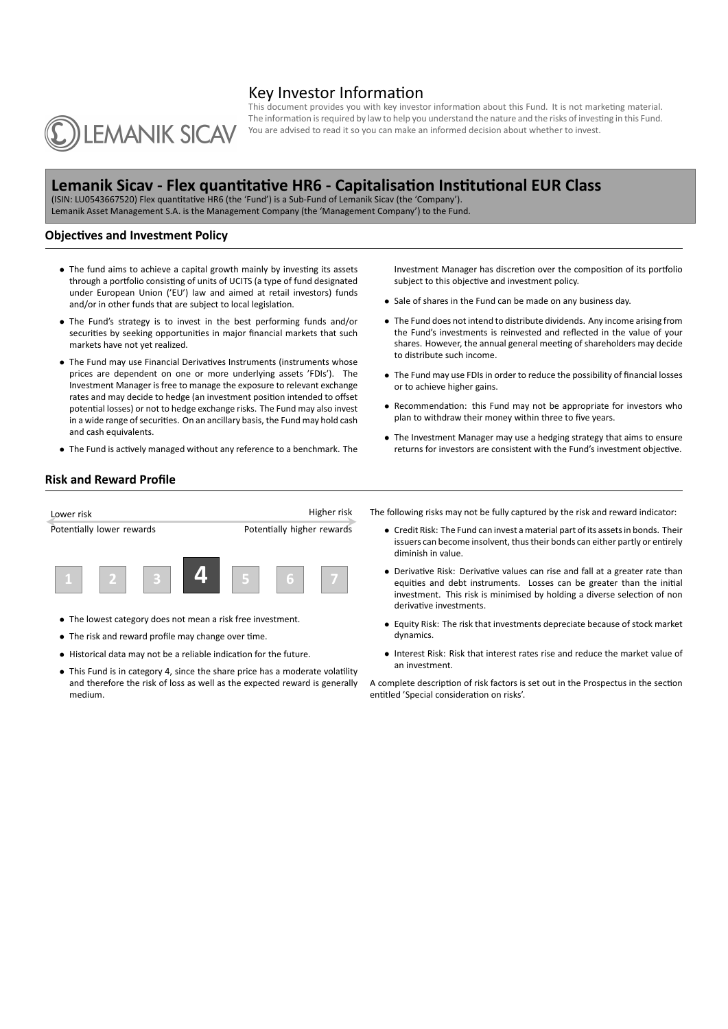# Key Investor Information

This document provides you with key investor information about this Fund. It is not marketing material. The information is required by law to help you understand the nature and the risks of investing in this Fund. You are advised to read it so you can make an informed decision about whether to invest.

LEMANIK SICAV

## Lemanik Sicav - Flex quantitative HR6 - Capitalisation Institutional EUR Class

(ISIN: LU0543667520) Flex quantitative HR6 (the 'Fund') is a Sub-Fund of Lemanik Sicav (the 'Company').
Lemanik Asset Management S.A. is the Management Company (the 'Management Company') to the Fund.

### Objectives and Investment Policy

- The fund aims to achieve a capital growth mainly by investing its assets through a portfolio consisting of units of UCITS (a type of fund designated under European Union ('EU') law and aimed at retail investors) funds and/or in other funds that are subject to local legislation.
- The Fund's strategy is to invest in the best performing funds and/or securities by seeking opportunities in major financial markets that such markets have not yet realized.
- The Fund may use Financial Derivatives Instruments (instruments whose prices are dependent on one or more underlying assets 'FDIs'). The Investment Manager is free to manage the exposure to relevant exchange rates and may decide to hedge (an investment position intended to offset potential losses) or not to hedge exchange risks. The Fund may also invest in a wide range of securities. On an ancillary basis, the Fund may hold cash and cash equivalents.
- The Fund is actively managed without any reference to a benchmark. The Investment Manager has discretion over the composition of its portfolio subject to this objective and investment policy.
- Sale of shares in the Fund can be made on any business day.
- The Fund does not intend to distribute dividends. Any income arising from the Fund's investments is reinvested and reflected in the value of your shares. However, the annual general meeting of shareholders may decide to distribute such income.
- The Fund may use FDIs in order to reduce the possibility of financial losses or to achieve higher gains.
- Recommendation: this Fund may not be appropriate for investors who plan to withdraw their money within three to five years.
- The Investment Manager may use a hedging strategy that aims to ensure returns for investors are consistent with the Fund's investment objective.

### Risk and Reward Profile

| Lower risk | | | | | | Higher risk |
|---|---|---|---|---|---|---|
| Potentially lower rewards | | | | | | Potentially higher rewards |
| 1 | 2 | 3 | **4** | 5 | 6 | 7 |

- The lowest category does not mean a risk free investment.
- The risk and reward profile may change over time.
- Historical data may not be a reliable indication for the future.
- This Fund is in category 4, since the share price has a moderate volatility and therefore the risk of loss as well as the expected reward is generally medium.

The following risks may not be fully captured by the risk and reward indicator:

- Credit Risk: The Fund can invest a material part of its assets in bonds. Their issuers can become insolvent, thus their bonds can either partly or entirely diminish in value.
- Derivative Risk: Derivative values can rise and fall at a greater rate than equities and debt instruments. Losses can be greater than the initial investment. This risk is minimised by holding a diverse selection of non derivative investments.
- Equity Risk: The risk that investments depreciate because of stock market dynamics.
- Interest Risk: Risk that interest rates rise and reduce the market value of an investment.

A complete description of risk factors is set out in the Prospectus in the section entitled 'Special consideration on risks'.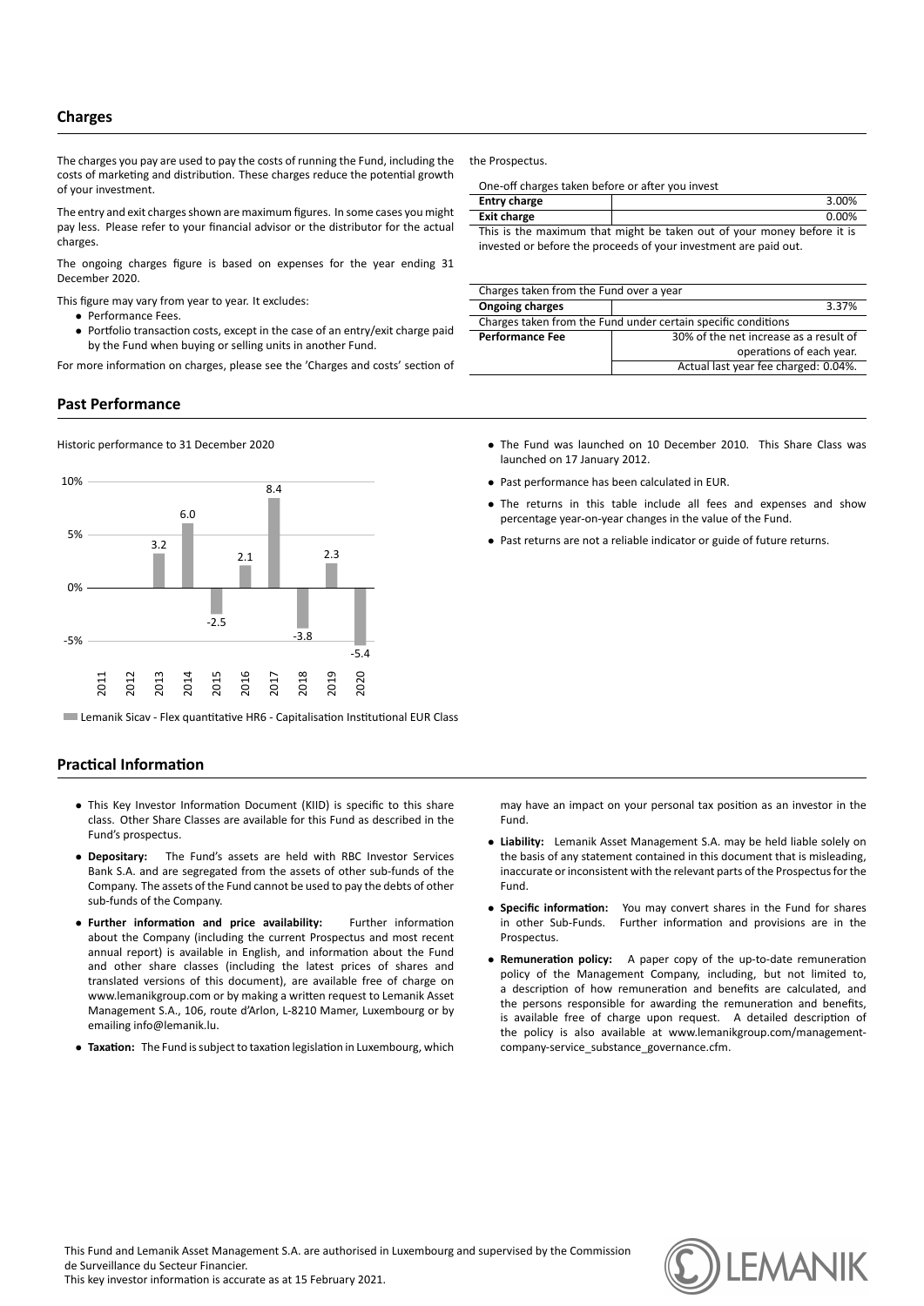## Charges

The charges you pay are used to pay the costs of running the Fund, including the costs of marketing and distribution. These charges reduce the potential growth of your investment.

The entry and exit charges shown are maximum figures. In some cases you might pay less. Please refer to your financial advisor or the distributor for the actual charges.

The ongoing charges figure is based on expenses for the year ending 31 December 2020.

This figure may vary from year to year. It excludes:

- Performance Fees.
- Portfolio transaction costs, except in the case of an entry/exit charge paid by the Fund when buying or selling units in another Fund.

For more information on charges, please see the 'Charges and costs' section of the Prospectus.

| One-off charges taken before or after you invest | |
|---|---|
| **Entry charge** | 3.00% |
| **Exit charge** | 0.00% |

This is the maximum that might be taken out of your money before it is invested or before the proceeds of your investment are paid out.

| Charges taken from the Fund over a year | |
|---|---|
| **Ongoing charges** | 3.37% |
| Charges taken from the Fund under certain specific conditions | |
| **Performance Fee** | 30% of the net increase as a result of operations of each year. |
| | Actual last year fee charged: 0.04%. |

## Past Performance

Historic performance to 31 December 2020

10%
5%
0%
-5%

3.2
6.0
-2.5
2.1
8.4
-3.8
2.3
-5.4

2011 2012 2013 2014 2015 2016 2017 2018 2019 2020

Lemanik Sicav - Flex quantitative HR6 - Capitalisation Institutional EUR Class

- The Fund was launched on 10 December 2010. This Share Class was launched on 17 January 2012.
- Past performance has been calculated in EUR.
- The returns in this table include all fees and expenses and show percentage year-on-year changes in the value of the Fund.
- Past returns are not a reliable indicator or guide of future returns.

## Practical Information

- This Key Investor Information Document (KIID) is specific to this share class. Other Share Classes are available for this Fund as described in the Fund's prospectus.
- **Depositary:** The Fund's assets are held with RBC Investor Services Bank S.A. and are segregated from the assets of other sub-funds of the Company. The assets of the Fund cannot be used to pay the debts of other sub-funds of the Company.
- **Further information and price availability:** Further information about the Company (including the current Prospectus and most recent annual report) is available in English, and information about the Fund and other share classes (including the latest prices of shares and translated versions of this document), are available free of charge on www.lemanikgroup.com or by making a written request to Lemanik Asset Management S.A., 106, route d'Arlon, L-8210 Mamer, Luxembourg or by emailing info@lemanik.lu.
- **Taxation:** The Fund is subject to taxation legislation in Luxembourg, which may have an impact on your personal tax position as an investor in the Fund.
- **Liability:** Lemanik Asset Management S.A. may be held liable solely on the basis of any statement contained in this document that is misleading, inaccurate or inconsistent with the relevant parts of the Prospectus for the Fund.
- **Specific information:** You may convert shares in the Fund for shares in other Sub-Funds. Further information and provisions are in the Prospectus.
- **Remuneration policy:** A paper copy of the up-to-date remuneration policy of the Management Company, including, but not limited to, a description of how remuneration and benefits are calculated, and the persons responsible for awarding the remuneration and benefits, is available free of charge upon request. A detailed description of the policy is also available at www.lemanikgroup.com/management-company-service_substance_governance.cfm.

This Fund and Lemanik Asset Management S.A. are authorised in Luxembourg and supervised by the Commission de Surveillance du Secteur Financier.
This key investor information is accurate as at 15 February 2021.